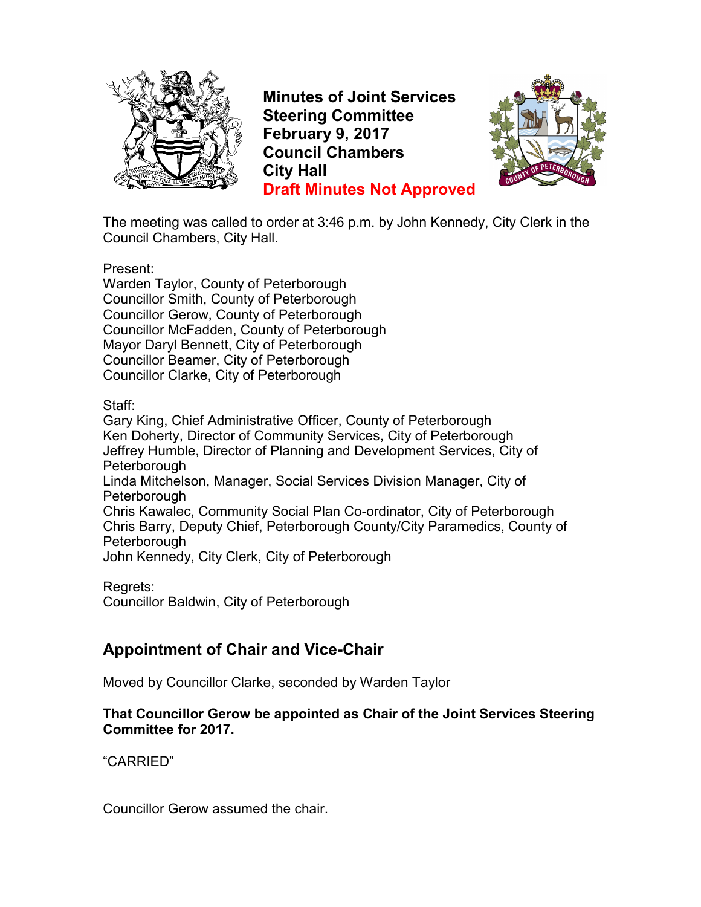# Minutes of Joint Services Steering Committee
# February 9, 2017
# Council Chambers
# City Hall
# Draft Minutes Not Approved

The meeting was called to order at 3:46 p.m. by John Kennedy, City Clerk in the Council Chambers, City Hall.

Present:
Warden Taylor, County of Peterborough
Councillor Smith, County of Peterborough
Councillor Gerow, County of Peterborough
Councillor McFadden, County of Peterborough
Mayor Daryl Bennett, City of Peterborough
Councillor Beamer, City of Peterborough
Councillor Clarke, City of Peterborough

Staff:
Gary King, Chief Administrative Officer, County of Peterborough
Ken Doherty, Director of Community Services, City of Peterborough
Jeffrey Humble, Director of Planning and Development Services, City of Peterborough
Linda Mitchelson, Manager, Social Services Division Manager, City of Peterborough
Chris Kawalec, Community Social Plan Co-ordinator, City of Peterborough
Chris Barry, Deputy Chief, Peterborough County/City Paramedics, County of Peterborough
John Kennedy, City Clerk, City of Peterborough

Regrets:
Councillor Baldwin, City of Peterborough

## Appointment of Chair and Vice-Chair

Moved by Councillor Clarke, seconded by Warden Taylor

**That Councillor Gerow be appointed as Chair of the Joint Services Steering Committee for 2017.**

"CARRIED"

Councillor Gerow assumed the chair.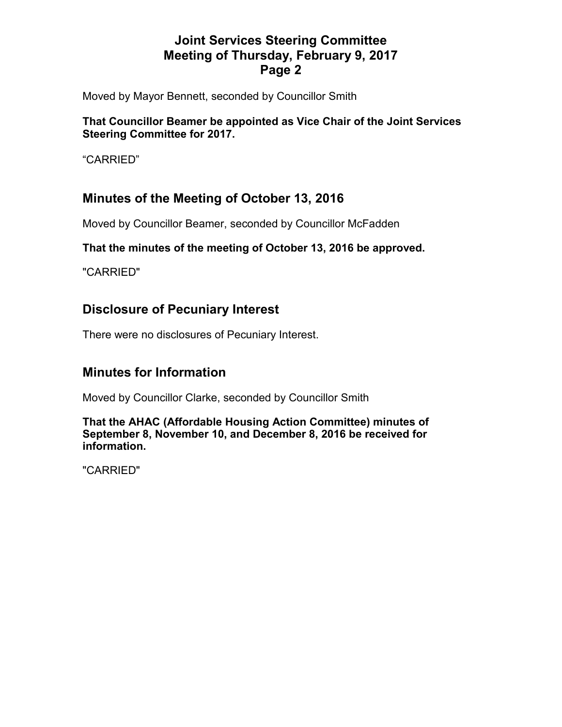Moved by Mayor Bennett, seconded by Councillor Smith

**That Councillor Beamer be appointed as Vice Chair of the Joint Services Steering Committee for 2017.**

“CARRIED”

## Minutes of the Meeting of October 13, 2016

Moved by Councillor Beamer, seconded by Councillor McFadden

**That the minutes of the meeting of October 13, 2016 be approved.**

"CARRIED"

## Disclosure of Pecuniary Interest

There were no disclosures of Pecuniary Interest.

## Minutes for Information

Moved by Councillor Clarke, seconded by Councillor Smith

**That the AHAC (Affordable Housing Action Committee) minutes of September 8, November 10, and December 8, 2016 be received for information.**

"CARRIED"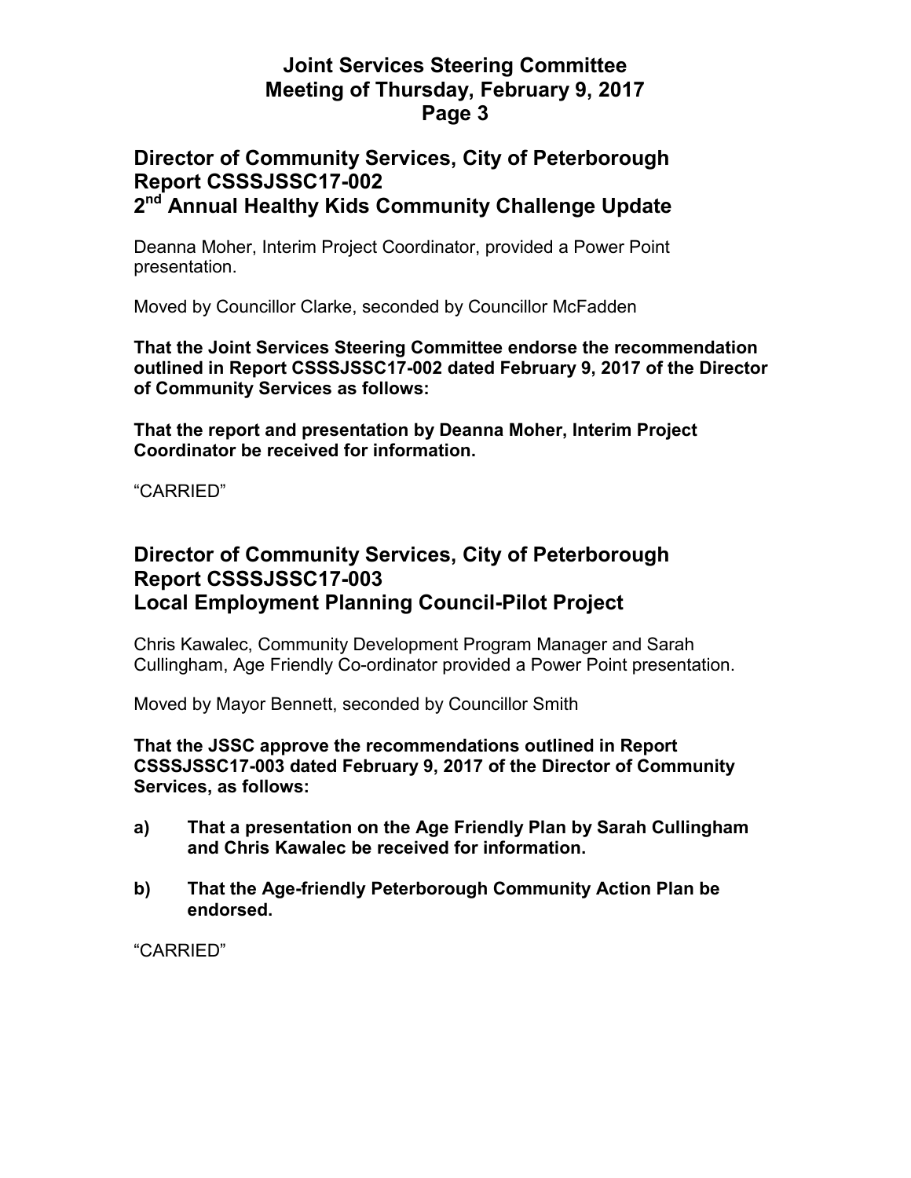## Director of Community Services, City of Peterborough
## Report CSSSJSSC17-002
## 2nd Annual Healthy Kids Community Challenge Update

Deanna Moher, Interim Project Coordinator, provided a Power Point presentation.

Moved by Councillor Clarke, seconded by Councillor McFadden

**That the Joint Services Steering Committee endorse the recommendation outlined in Report CSSSJSSC17-002 dated February 9, 2017 of the Director of Community Services as follows:**

**That the report and presentation by Deanna Moher, Interim Project Coordinator be received for information.**

"CARRIED"

## Director of Community Services, City of Peterborough
## Report CSSSJSSC17-003
## Local Employment Planning Council-Pilot Project

Chris Kawalec, Community Development Program Manager and Sarah Cullingham, Age Friendly Co-ordinator provided a Power Point presentation.

Moved by Mayor Bennett, seconded by Councillor Smith

**That the JSSC approve the recommendations outlined in Report CSSSJSSC17-003 dated February 9, 2017 of the Director of Community Services, as follows:**

**a) That a presentation on the Age Friendly Plan by Sarah Cullingham and Chris Kawalec be received for information.**

**b) That the Age-friendly Peterborough Community Action Plan be endorsed.**

"CARRIED"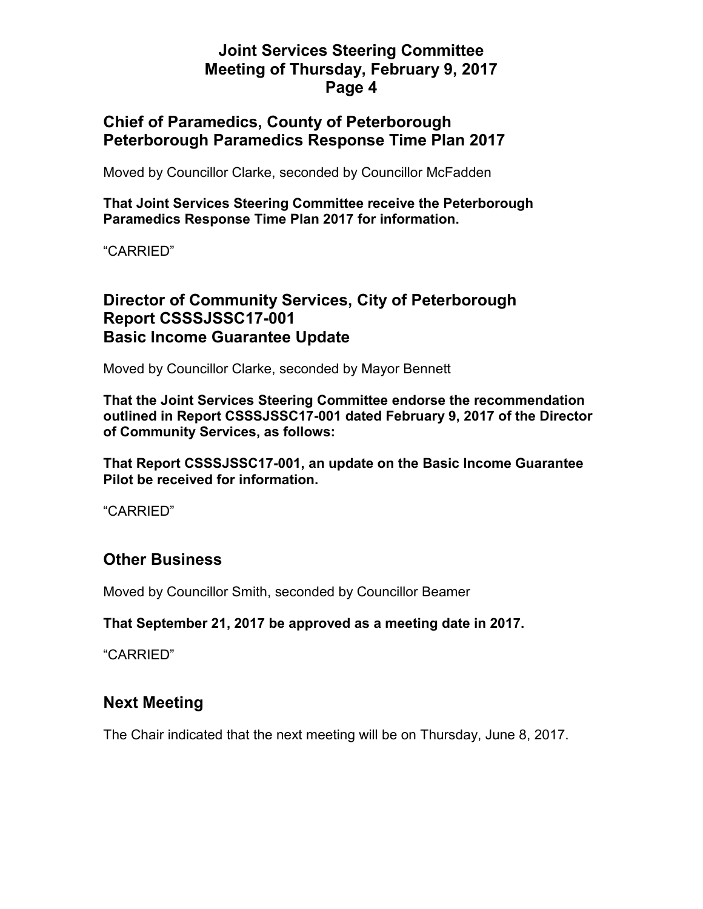## Chief of Paramedics, County of Peterborough
## Peterborough Paramedics Response Time Plan 2017

Moved by Councillor Clarke, seconded by Councillor McFadden

**That Joint Services Steering Committee receive the Peterborough Paramedics Response Time Plan 2017 for information.**

"CARRIED"

## Director of Community Services, City of Peterborough
## Report CSSSJSSC17-001
## Basic Income Guarantee Update

Moved by Councillor Clarke, seconded by Mayor Bennett

**That the Joint Services Steering Committee endorse the recommendation outlined in Report CSSSJSSC17-001 dated February 9, 2017 of the Director of Community Services, as follows:**

**That Report CSSSJSSC17-001, an update on the Basic Income Guarantee Pilot be received for information.**

"CARRIED"

## Other Business

Moved by Councillor Smith, seconded by Councillor Beamer

**That September 21, 2017 be approved as a meeting date in 2017.**

"CARRIED"

## Next Meeting

The Chair indicated that the next meeting will be on Thursday, June 8, 2017.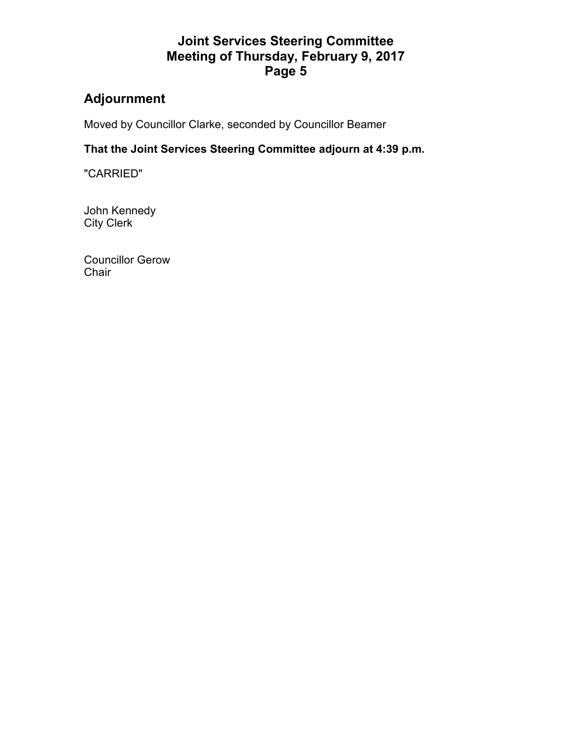## Adjournment

Moved by Councillor Clarke, seconded by Councillor Beamer

**That the Joint Services Steering Committee adjourn at 4:39 p.m.**

"CARRIED"

John Kennedy
City Clerk

Councillor Gerow
Chair